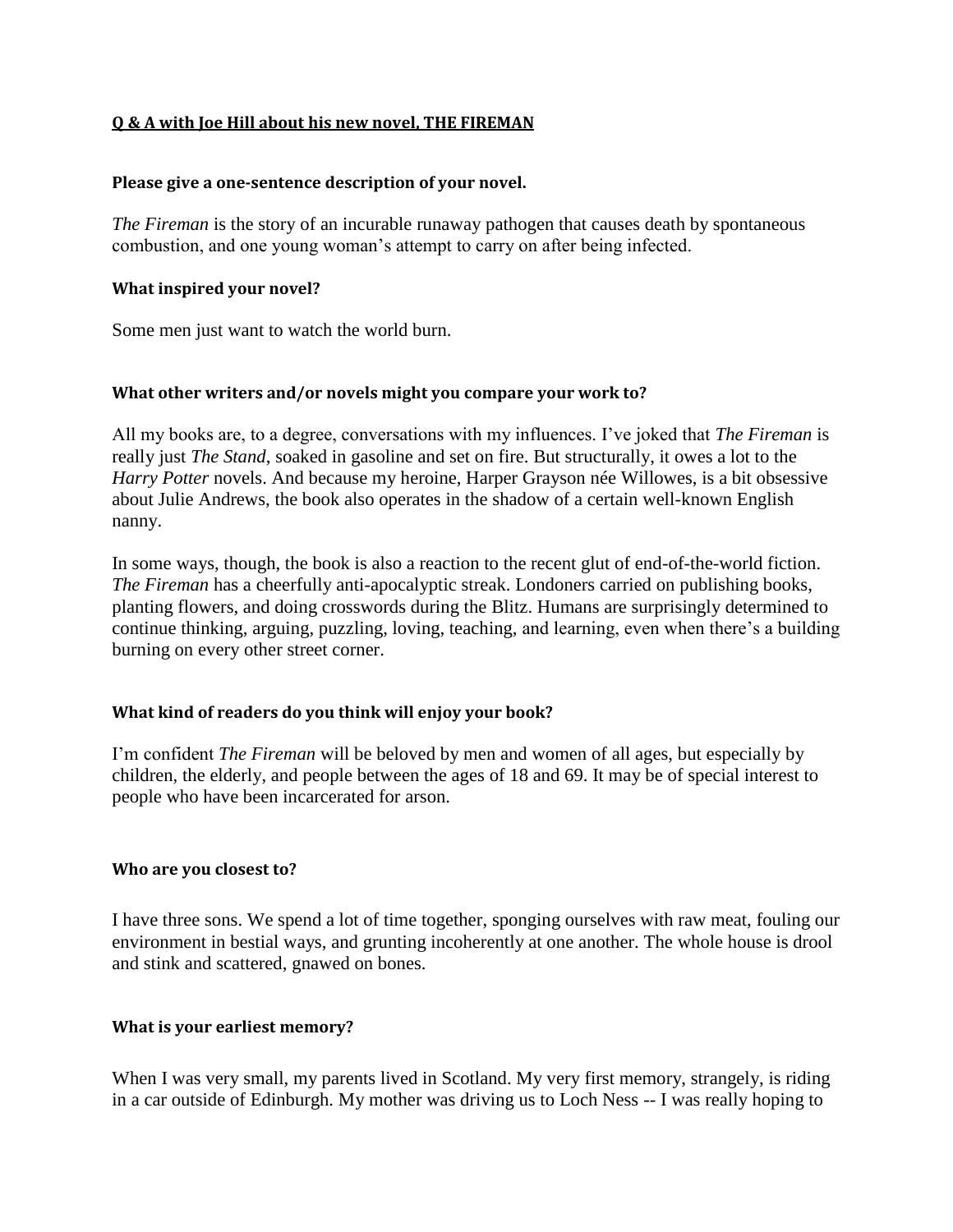# **Q & A with Joe Hill about his new novel, THE FIREMAN**

### **Please give a one-sentence description of your novel.**

*The Fireman* is the story of an incurable runaway pathogen that causes death by spontaneous combustion, and one young woman's attempt to carry on after being infected.

### **What inspired your novel?**

Some men just want to watch the world burn.

### **What other writers and/or novels might you compare your work to?**

All my books are, to a degree, conversations with my influences. I've joked that *The Fireman* is really just *The Stand*, soaked in gasoline and set on fire. But structurally, it owes a lot to the *Harry Potter* novels. And because my heroine, Harper Grayson née Willowes, is a bit obsessive about Julie Andrews, the book also operates in the shadow of a certain well-known English nanny.

In some ways, though, the book is also a reaction to the recent glut of end-of-the-world fiction. *The Fireman* has a cheerfully anti-apocalyptic streak. Londoners carried on publishing books, planting flowers, and doing crosswords during the Blitz. Humans are surprisingly determined to continue thinking, arguing, puzzling, loving, teaching, and learning, even when there's a building burning on every other street corner.

### **What kind of readers do you think will enjoy your book?**

I'm confident *The Fireman* will be beloved by men and women of all ages, but especially by children, the elderly, and people between the ages of 18 and 69. It may be of special interest to people who have been incarcerated for arson.

### **Who are you closest to?**

I have three sons. We spend a lot of time together, sponging ourselves with raw meat, fouling our environment in bestial ways, and grunting incoherently at one another. The whole house is drool and stink and scattered, gnawed on bones.

### **What is your earliest memory?**

When I was very small, my parents lived in Scotland. My very first memory, strangely, is riding in a car outside of Edinburgh. My mother was driving us to Loch Ness -- I was really hoping to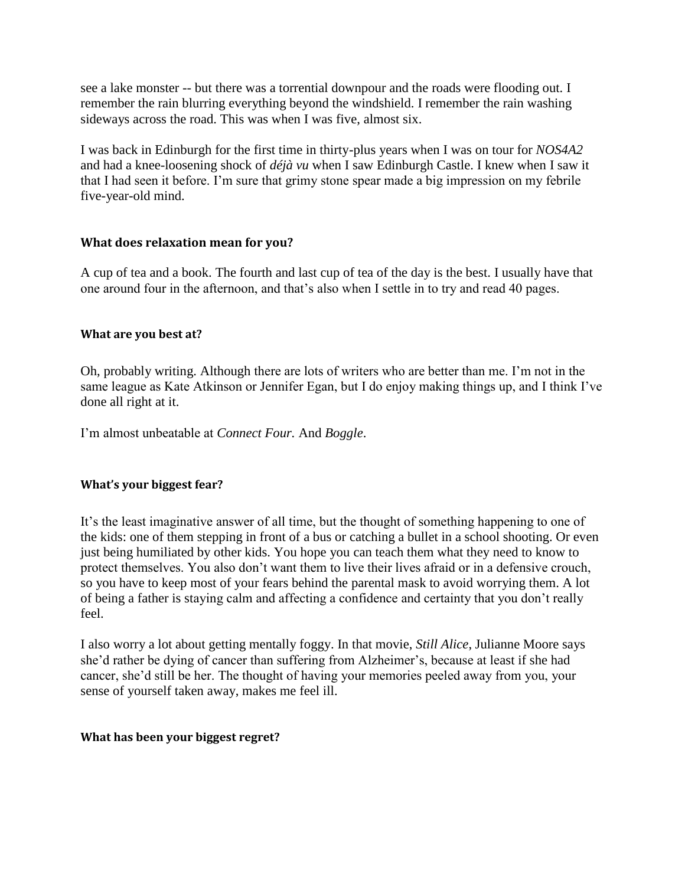see a lake monster -- but there was a torrential downpour and the roads were flooding out. I remember the rain blurring everything beyond the windshield. I remember the rain washing sideways across the road. This was when I was five, almost six.

I was back in Edinburgh for the first time in thirty-plus years when I was on tour for *NOS4A2* and had a knee-loosening shock of *déjà vu* when I saw Edinburgh Castle. I knew when I saw it that I had seen it before. I'm sure that grimy stone spear made a big impression on my febrile five-year-old mind.

**What does relaxation mean for you?**

A cup of tea and a book. The fourth and last cup of tea of the day is the best. I usually have that one around four in the afternoon, and that's also when I settle in to try and read 40 pages.

**What are you best at?**

Oh, probably writing. Although there are lots of writers who are better than me. I'm not in the same league as Kate Atkinson or Jennifer Egan, but I do enjoy making things up, and I think I've done all right at it.

I'm almost unbeatable at *Connect Four.* And *Boggle*.

**What's your biggest fear?**

It's the least imaginative answer of all time, but the thought of something happening to one of the kids: one of them stepping in front of a bus or catching a bullet in a school shooting. Or even just being humiliated by other kids. You hope you can teach them what they need to know to protect themselves. You also don't want them to live their lives afraid or in a defensive crouch, so you have to keep most of your fears behind the parental mask to avoid worrying them. A lot of being a father is staying calm and affecting a confidence and certainty that you don't really feel.

I also worry a lot about getting mentally foggy. In that movie, *Still Alice*, Julianne Moore says she'd rather be dying of cancer than suffering from Alzheimer's, because at least if she had cancer, she'd still be her. The thought of having your memories peeled away from you, your sense of yourself taken away, makes me feel ill.

**What has been your biggest regret?**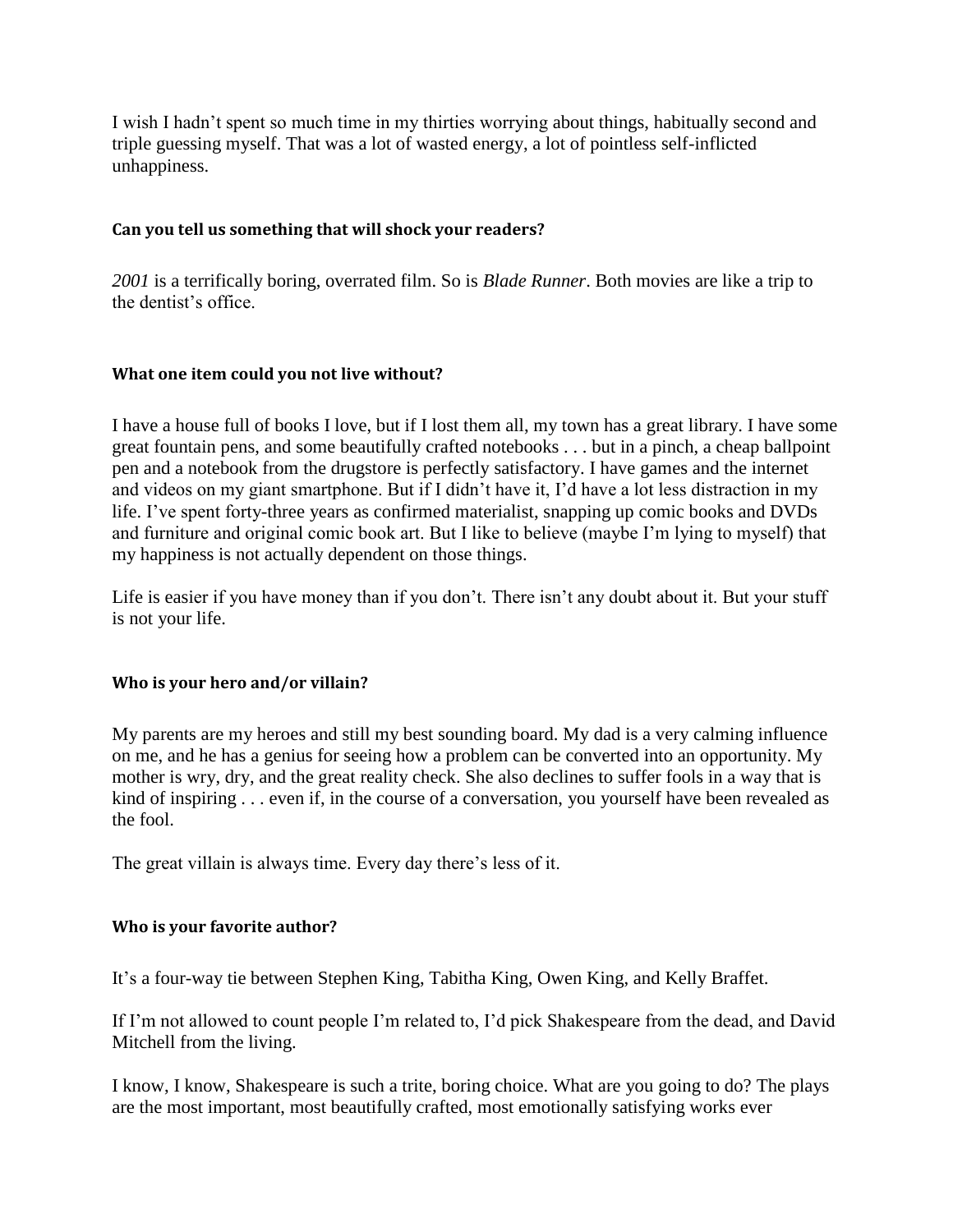I wish I hadn't spent so much time in my thirties worrying about things, habitually second and triple guessing myself. That was a lot of wasted energy, a lot of pointless self-inflicted unhappiness.

**Can you tell us something that will shock your readers?**

*2001* is a terrifically boring, overrated film. So is *Blade Runner*. Both movies are like a trip to the dentist's office.

**What one item could you not live without?**

I have a house full of books I love, but if I lost them all, my town has a great library. I have some great fountain pens, and some beautifully crafted notebooks . . . but in a pinch, a cheap ballpoint pen and a notebook from the drugstore is perfectly satisfactory. I have games and the internet and videos on my giant smartphone. But if I didn't have it, I'd have a lot less distraction in my life. I've spent forty-three years as confirmed materialist, snapping up comic books and DVDs and furniture and original comic book art. But I like to believe (maybe I'm lying to myself) that my happiness is not actually dependent on those things.

Life is easier if you have money than if you don't. There isn't any doubt about it. But your stuff is not your life.

**Who is your hero and/or villain?**

My parents are my heroes and still my best sounding board. My dad is a very calming influence on me, and he has a genius for seeing how a problem can be converted into an opportunity. My mother is wry, dry, and the great reality check. She also declines to suffer fools in a way that is kind of inspiring . . . even if, in the course of a conversation, you yourself have been revealed as the fool.

The great villain is always time. Every day there's less of it.

**Who is your favorite author?**

It's a four-way tie between Stephen King, Tabitha King, Owen King, and Kelly Braffet.

If I'm not allowed to count people I'm related to, I'd pick Shakespeare from the dead, and David Mitchell from the living.

I know, I know, Shakespeare is such a trite, boring choice. What are you going to do? The plays are the most important, most beautifully crafted, most emotionally satisfying works ever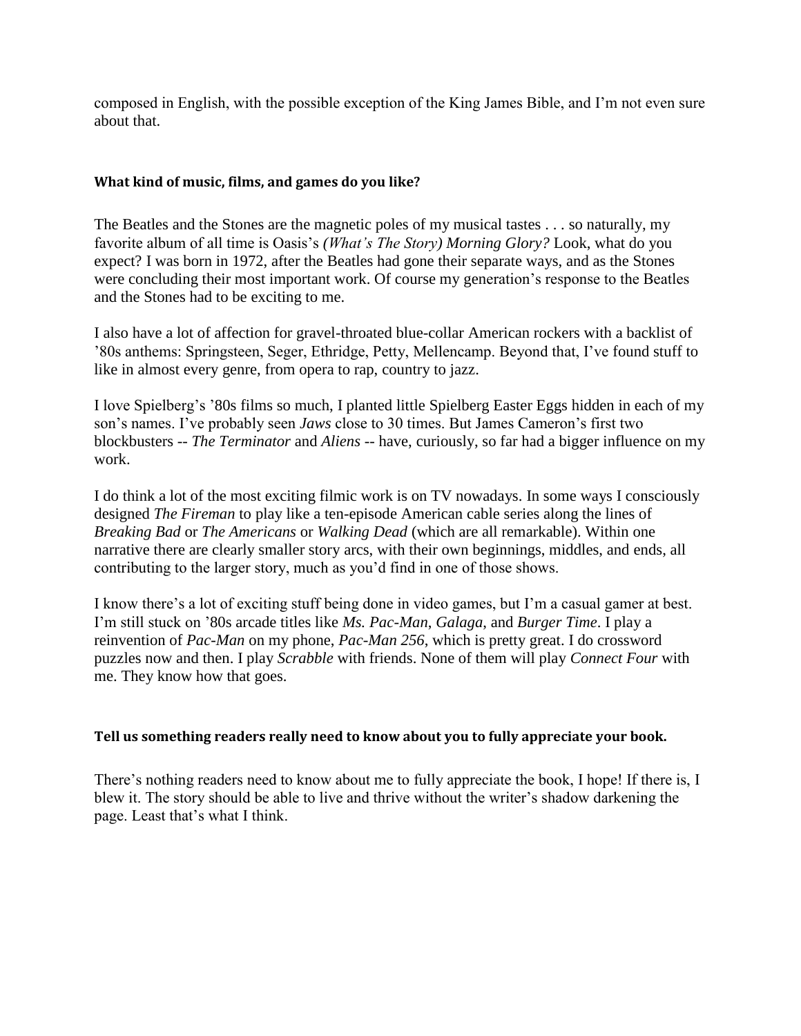composed in English, with the possible exception of the King James Bible, and I'm not even sure about that.

**What kind of music, films, and games do you like?**

The Beatles and the Stones are the magnetic poles of my musical tastes . . . so naturally, my favorite album of all time is Oasis's *(What's The Story) Morning Glory?* Look, what do you expect? I was born in 1972, after the Beatles had gone their separate ways, and as the Stones were concluding their most important work. Of course my generation's response to the Beatles and the Stones had to be exciting to me.

I also have a lot of affection for gravel-throated blue-collar American rockers with a backlist of '80s anthems: Springsteen, Seger, Ethridge, Petty, Mellencamp. Beyond that, I've found stuff to like in almost every genre, from opera to rap, country to jazz.

I love Spielberg's '80s films so much, I planted little Spielberg Easter Eggs hidden in each of my son's names. I've probably seen *Jaws* close to 30 times. But James Cameron's first two blockbusters -- *The Terminator* and *Aliens* -- have, curiously, so far had a bigger influence on my work.

I do think a lot of the most exciting filmic work is on TV nowadays. In some ways I consciously designed *The Fireman* to play like a ten-episode American cable series along the lines of *Breaking Bad* or *The Americans* or *Walking Dead* (which are all remarkable). Within one narrative there are clearly smaller story arcs, with their own beginnings, middles, and ends, all contributing to the larger story, much as you'd find in one of those shows.

I know there's a lot of exciting stuff being done in video games, but I'm a casual gamer at best. I'm still stuck on '80s arcade titles like *Ms. Pac-Man*, *Galaga*, and *Burger Time*. I play a reinvention of *Pac-Man* on my phone, *Pac-Man 256*, which is pretty great. I do crossword puzzles now and then. I play *Scrabble* with friends. None of them will play *Connect Four* with me. They know how that goes.

**Tell us something readers really need to know about you to fully appreciate your book.**

There's nothing readers need to know about me to fully appreciate the book, I hope! If there is, I blew it. The story should be able to live and thrive without the writer's shadow darkening the page. Least that's what I think.